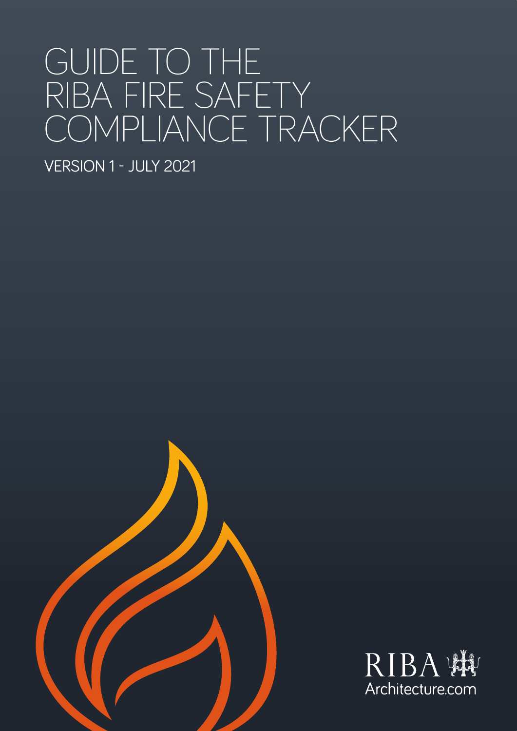# GUIDE TO THE RIBA FIRE SAFETY COMPLIANCE TRACKER

VERSION 1 - JULY 2021

RIBA

Architecture.com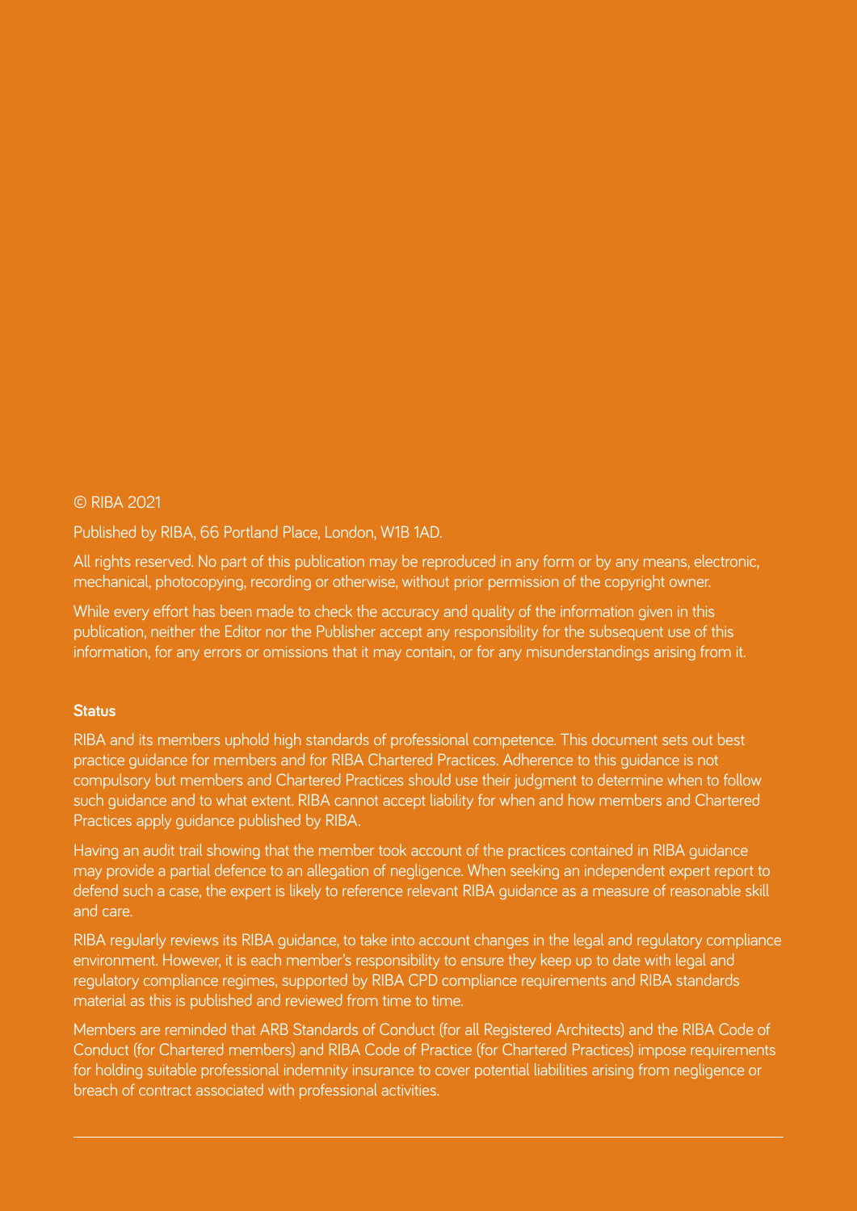© RIBA 2021

Published by RIBA, 66 Portland Place, London, W1B 1AD.

All rights reserved. No part of this publication may be reproduced in any form or by any means, electronic, mechanical, photocopying, recording or otherwise, without prior permission of the copyright owner.

While every effort has been made to check the accuracy and quality of the information given in this publication, neither the Editor nor the Publisher accept any responsibility for the subsequent use of this information, for any errors or omissions that it may contain, or for any misunderstandings arising from it.

**Status**

RIBA and its members uphold high standards of professional competence. This document sets out best practice guidance for members and for RIBA Chartered Practices. Adherence to this guidance is not compulsory but members and Chartered Practices should use their judgment to determine when to follow such guidance and to what extent. RIBA cannot accept liability for when and how members and Chartered Practices apply guidance published by RIBA.

Having an audit trail showing that the member took account of the practices contained in RIBA guidance may provide a partial defence to an allegation of negligence. When seeking an independent expert report to defend such a case, the expert is likely to reference relevant RIBA guidance as a measure of reasonable skill and care.

RIBA regularly reviews its RIBA guidance, to take into account changes in the legal and regulatory compliance environment. However, it is each member's responsibility to ensure they keep up to date with legal and regulatory compliance regimes, supported by RIBA CPD compliance requirements and RIBA standards material as this is published and reviewed from time to time.

Members are reminded that ARB Standards of Conduct (for all Registered Architects) and the RIBA Code of Conduct (for Chartered members) and RIBA Code of Practice (for Chartered Practices) impose requirements for holding suitable professional indemnity insurance to cover potential liabilities arising from negligence or breach of contract associated with professional activities.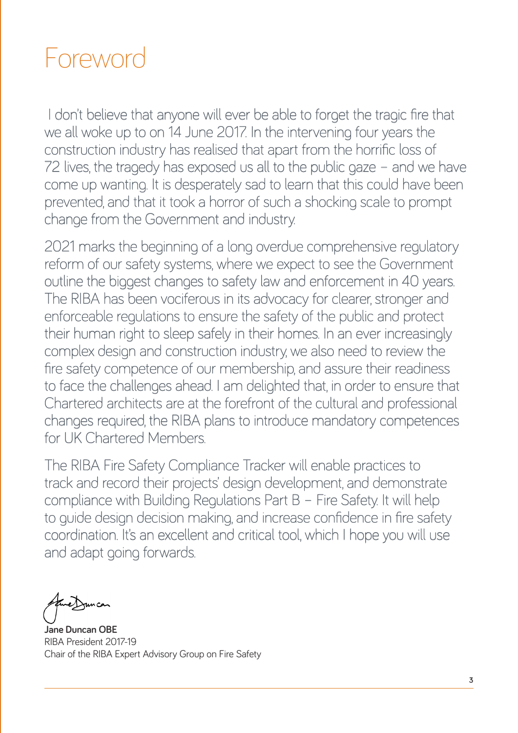# Foreword

I don't believe that anyone will ever be able to forget the tragic fire that we all woke up to on 14 June 2017. In the intervening four years the construction industry has realised that apart from the horrific loss of 72 lives, the tragedy has exposed us all to the public gaze – and we have come up wanting. It is desperately sad to learn that this could have been prevented, and that it took a horror of such a shocking scale to prompt change from the Government and industry.

2021 marks the beginning of a long overdue comprehensive regulatory reform of our safety systems, where we expect to see the Government outline the biggest changes to safety law and enforcement in 40 years. The RIBA has been vociferous in its advocacy for clearer, stronger and enforceable regulations to ensure the safety of the public and protect their human right to sleep safely in their homes. In an ever increasingly complex design and construction industry, we also need to review the fire safety competence of our membership, and assure their readiness to face the challenges ahead. I am delighted that, in order to ensure that Chartered architects are at the forefront of the cultural and professional changes required, the RIBA plans to introduce mandatory competences for UK Chartered Members.

The RIBA Fire Safety Compliance Tracker will enable practices to track and record their projects' design development, and demonstrate compliance with Building Regulations Part B – Fire Safety. It will help to guide design decision making, and increase confidence in fire safety coordination. It's an excellent and critical tool, which I hope you will use and adapt going forwards.

**Jane Duncan OBE**
RIBA President 2017-19
Chair of the RIBA Expert Advisory Group on Fire Safety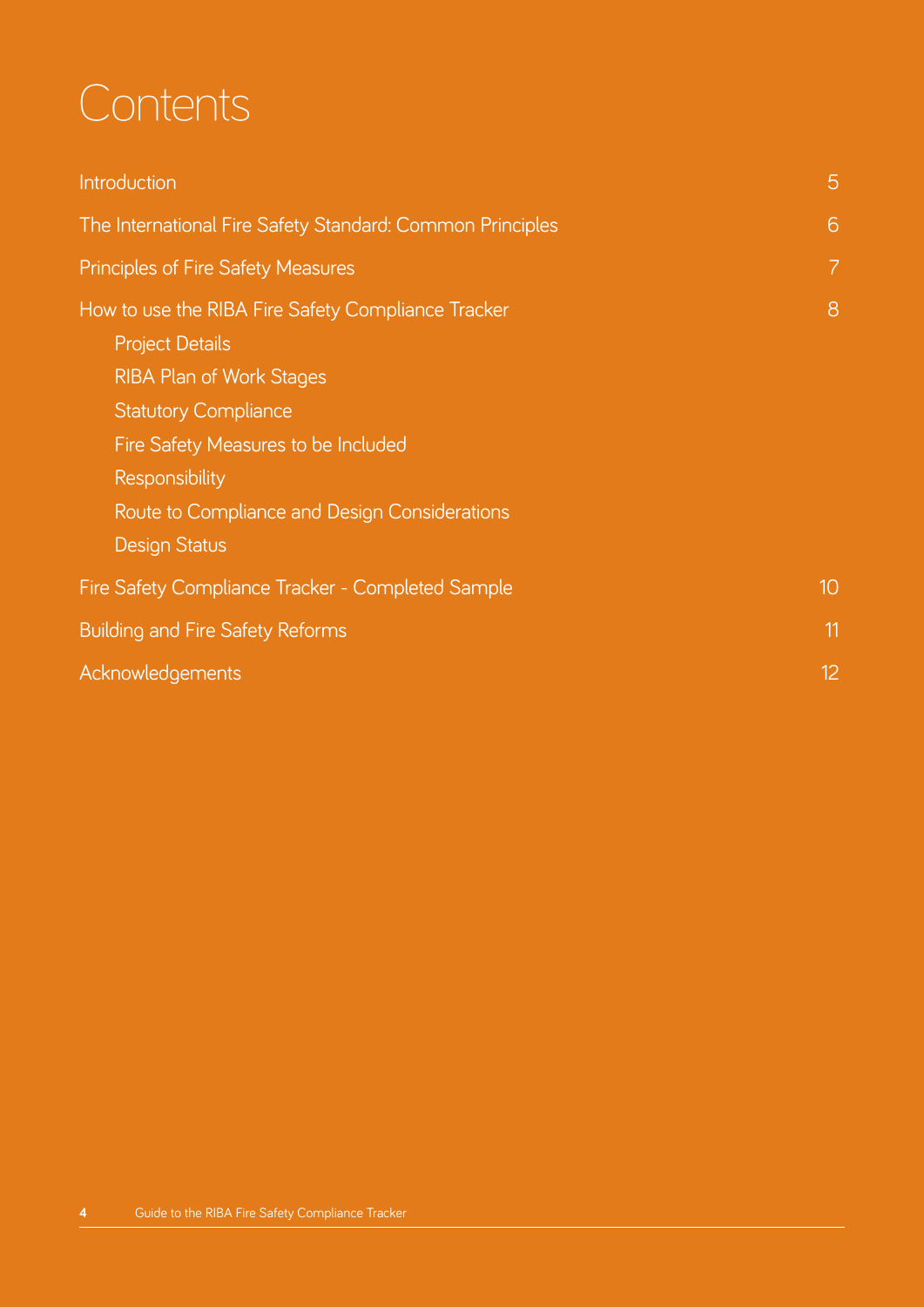# Contents

| | |
|---|---|
| Introduction | 5 |
| The International Fire Safety Standard: Common Principles | 6 |
| Principles of Fire Safety Measures | 7 |
| How to use the RIBA Fire Safety Compliance Tracker | 8 |
| Project Details | |
| RIBA Plan of Work Stages | |
| Statutory Compliance | |
| Fire Safety Measures to be Included | |
| Responsibility | |
| Route to Compliance and Design Considerations | |
| Design Status | |
| Fire Safety Compliance Tracker - Completed Sample | 10 |
| Building and Fire Safety Reforms | 11 |
| Acknowledgements | 12 |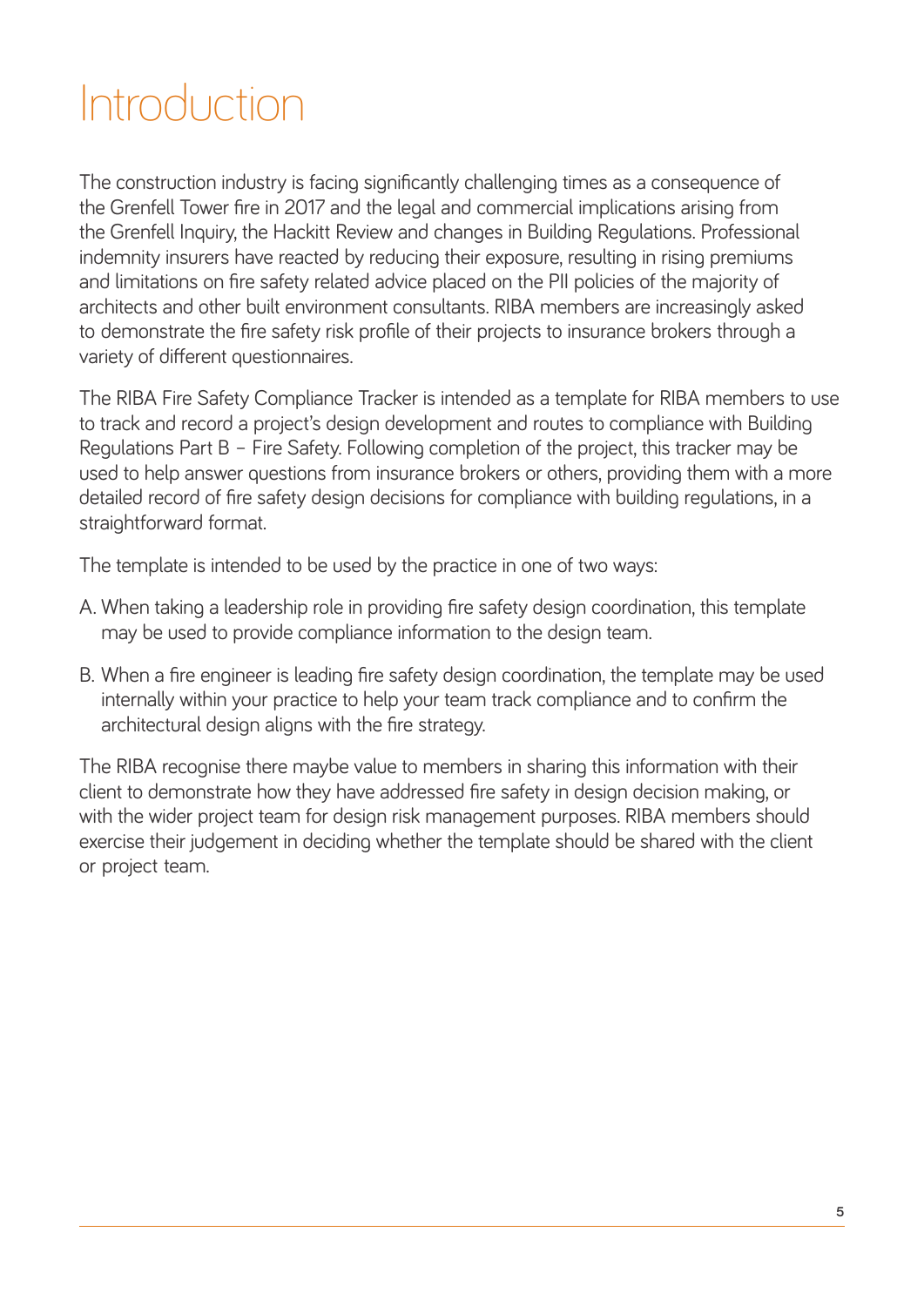# Introduction

The construction industry is facing significantly challenging times as a consequence of the Grenfell Tower fire in 2017 and the legal and commercial implications arising from the Grenfell Inquiry, the Hackitt Review and changes in Building Regulations. Professional indemnity insurers have reacted by reducing their exposure, resulting in rising premiums and limitations on fire safety related advice placed on the PII policies of the majority of architects and other built environment consultants. RIBA members are increasingly asked to demonstrate the fire safety risk profile of their projects to insurance brokers through a variety of different questionnaires.

The RIBA Fire Safety Compliance Tracker is intended as a template for RIBA members to use to track and record a project's design development and routes to compliance with Building Regulations Part B – Fire Safety. Following completion of the project, this tracker may be used to help answer questions from insurance brokers or others, providing them with a more detailed record of fire safety design decisions for compliance with building regulations, in a straightforward format.

The template is intended to be used by the practice in one of two ways:

A. When taking a leadership role in providing fire safety design coordination, this template may be used to provide compliance information to the design team.

B. When a fire engineer is leading fire safety design coordination, the template may be used internally within your practice to help your team track compliance and to confirm the architectural design aligns with the fire strategy.

The RIBA recognise there maybe value to members in sharing this information with their client to demonstrate how they have addressed fire safety in design decision making, or with the wider project team for design risk management purposes. RIBA members should exercise their judgement in deciding whether the template should be shared with the client or project team.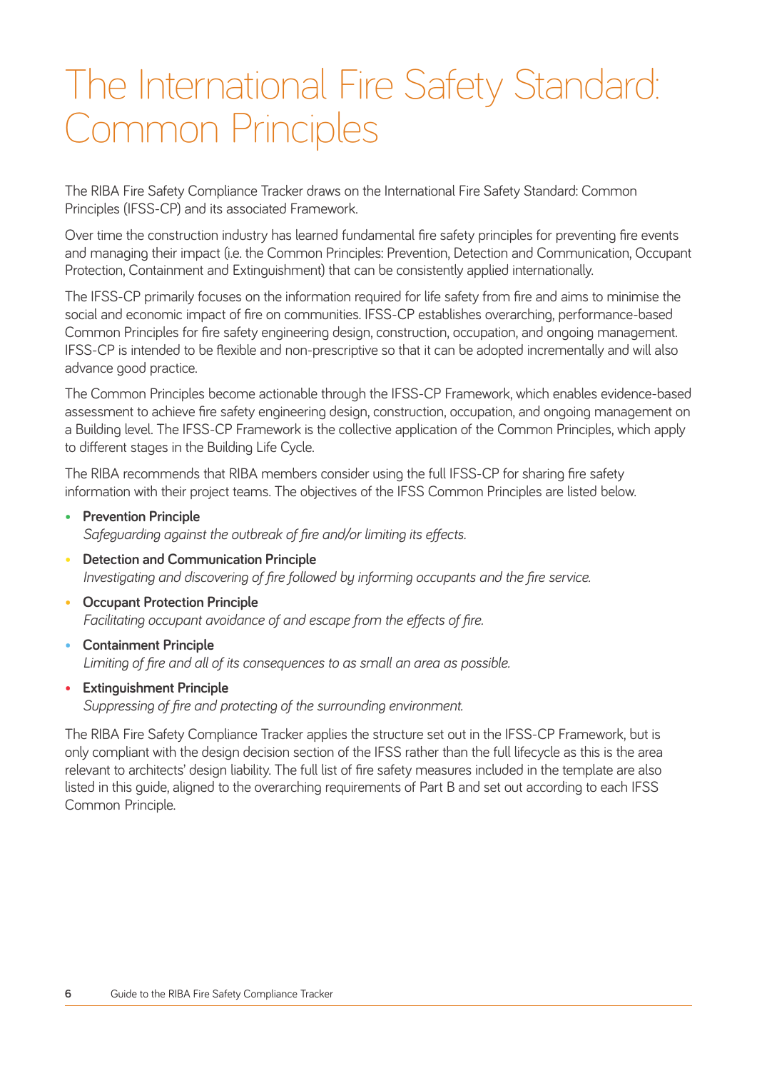# The International Fire Safety Standard: Common Principles

The RIBA Fire Safety Compliance Tracker draws on the International Fire Safety Standard: Common Principles (IFSS-CP) and its associated Framework.

Over time the construction industry has learned fundamental fire safety principles for preventing fire events and managing their impact (i.e. the Common Principles: Prevention, Detection and Communication, Occupant Protection, Containment and Extinguishment) that can be consistently applied internationally.

The IFSS-CP primarily focuses on the information required for life safety from fire and aims to minimise the social and economic impact of fire on communities. IFSS-CP establishes overarching, performance-based Common Principles for fire safety engineering design, construction, occupation, and ongoing management. IFSS-CP is intended to be flexible and non-prescriptive so that it can be adopted incrementally and will also advance good practice.

The Common Principles become actionable through the IFSS-CP Framework, which enables evidence-based assessment to achieve fire safety engineering design, construction, occupation, and ongoing management on a Building level. The IFSS-CP Framework is the collective application of the Common Principles, which apply to different stages in the Building Life Cycle.

The RIBA recommends that RIBA members consider using the full IFSS-CP for sharing fire safety information with their project teams. The objectives of the IFSS Common Principles are listed below.

- **Prevention Principle**
  *Safeguarding against the outbreak of fire and/or limiting its effects.*
- **Detection and Communication Principle**
  *Investigating and discovering of fire followed by informing occupants and the fire service.*
- **Occupant Protection Principle**
  *Facilitating occupant avoidance of and escape from the effects of fire.*
- **Containment Principle**
  *Limiting of fire and all of its consequences to as small an area as possible.*
- **Extinguishment Principle**
  *Suppressing of fire and protecting of the surrounding environment.*

The RIBA Fire Safety Compliance Tracker applies the structure set out in the IFSS-CP Framework, but is only compliant with the design decision section of the IFSS rather than the full lifecycle as this is the area relevant to architects' design liability. The full list of fire safety measures included in the template are also listed in this guide, aligned to the overarching requirements of Part B and set out according to each IFSS Common Principle.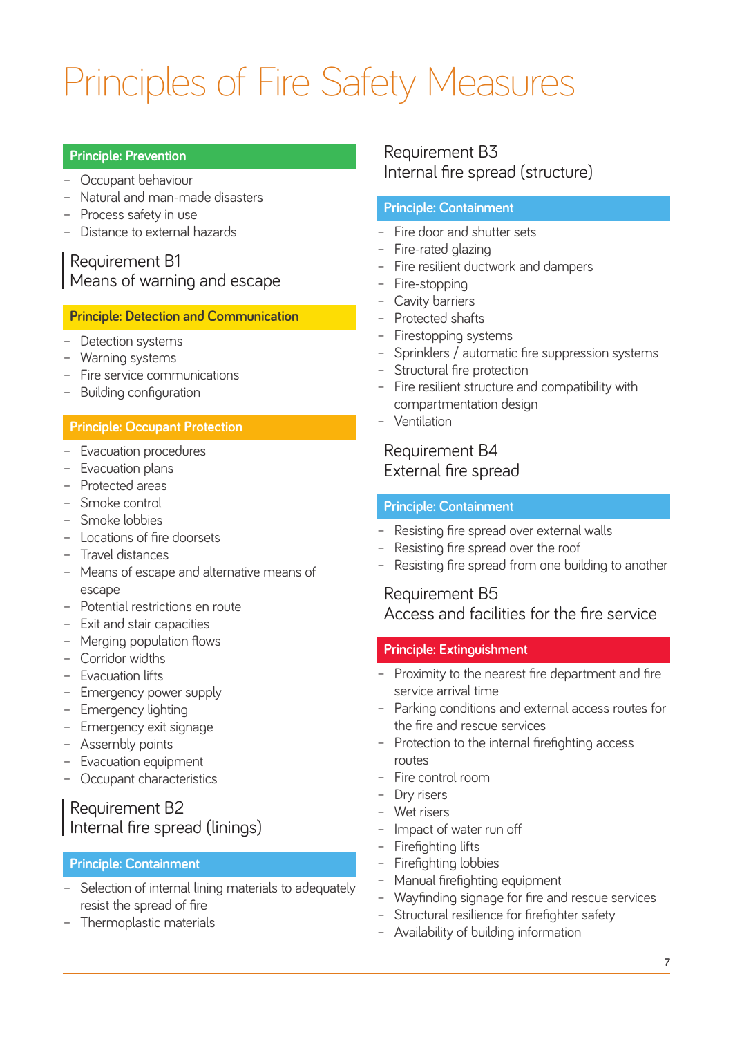# Principles of Fire Safety Measures

**Principle: Prevention**

- Occupant behaviour
- Natural and man-made disasters
- Process safety in use
- Distance to external hazards

## Requirement B1
## Means of warning and escape

**Principle: Detection and Communication**

- Detection systems
- Warning systems
- Fire service communications
- Building configuration

**Principle: Occupant Protection**

- Evacuation procedures
- Evacuation plans
- Protected areas
- Smoke control
- Smoke lobbies
- Locations of fire doorsets
- Travel distances
- Means of escape and alternative means of escape
- Potential restrictions en route
- Exit and stair capacities
- Merging population flows
- Corridor widths
- Evacuation lifts
- Emergency power supply
- Emergency lighting
- Emergency exit signage
- Assembly points
- Evacuation equipment
- Occupant characteristics

## Requirement B2
## Internal fire spread (linings)

**Principle: Containment**

- Selection of internal lining materials to adequately resist the spread of fire
- Thermoplastic materials

## Requirement B3
## Internal fire spread (structure)

**Principle: Containment**

- Fire door and shutter sets
- Fire-rated glazing
- Fire resilient ductwork and dampers
- Fire-stopping
- Cavity barriers
- Protected shafts
- Firestopping systems
- Sprinklers / automatic fire suppression systems
- Structural fire protection
- Fire resilient structure and compatibility with compartmentation design
- Ventilation

## Requirement B4
## External fire spread

**Principle: Containment**

- Resisting fire spread over external walls
- Resisting fire spread over the roof
- Resisting fire spread from one building to another

## Requirement B5
## Access and facilities for the fire service

**Principle: Extinguishment**

- Proximity to the nearest fire department and fire service arrival time
- Parking conditions and external access routes for the fire and rescue services
- Protection to the internal firefighting access routes
- Fire control room
- Dry risers
- Wet risers
- Impact of water run off
- Firefighting lifts
- Firefighting lobbies
- Manual firefighting equipment
- Wayfinding signage for fire and rescue services
- Structural resilience for firefighter safety
- Availability of building information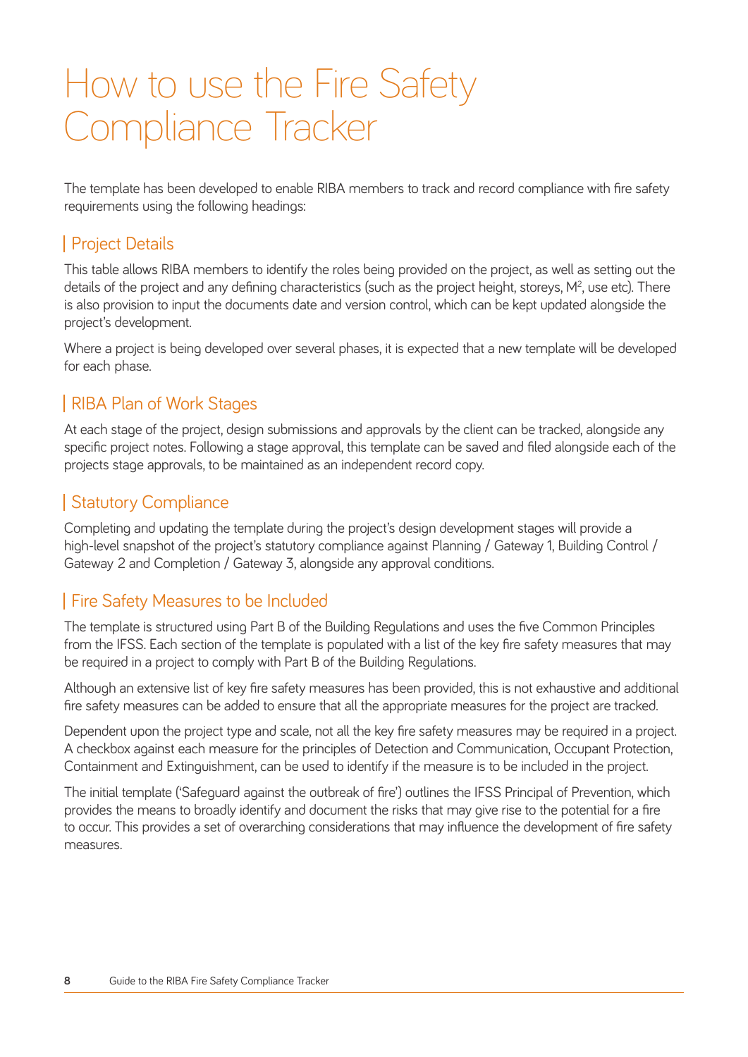# How to use the Fire Safety Compliance Tracker

The template has been developed to enable RIBA members to track and record compliance with fire safety requirements using the following headings:

## Project Details

This table allows RIBA members to identify the roles being provided on the project, as well as setting out the details of the project and any defining characteristics (such as the project height, storeys, $M^2$, use etc). There is also provision to input the documents date and version control, which can be kept updated alongside the project's development.

Where a project is being developed over several phases, it is expected that a new template will be developed for each phase.

## RIBA Plan of Work Stages

At each stage of the project, design submissions and approvals by the client can be tracked, alongside any specific project notes. Following a stage approval, this template can be saved and filed alongside each of the projects stage approvals, to be maintained as an independent record copy.

## Statutory Compliance

Completing and updating the template during the project's design development stages will provide a high-level snapshot of the project's statutory compliance against Planning / Gateway 1, Building Control / Gateway 2 and Completion / Gateway 3, alongside any approval conditions.

## Fire Safety Measures to be Included

The template is structured using Part B of the Building Regulations and uses the five Common Principles from the IFSS. Each section of the template is populated with a list of the key fire safety measures that may be required in a project to comply with Part B of the Building Regulations.

Although an extensive list of key fire safety measures has been provided, this is not exhaustive and additional fire safety measures can be added to ensure that all the appropriate measures for the project are tracked.

Dependent upon the project type and scale, not all the key fire safety measures may be required in a project. A checkbox against each measure for the principles of Detection and Communication, Occupant Protection, Containment and Extinguishment, can be used to identify if the measure is to be included in the project.

The initial template ('Safeguard against the outbreak of fire') outlines the IFSS Principal of Prevention, which provides the means to broadly identify and document the risks that may give rise to the potential for a fire to occur. This provides a set of overarching considerations that may influence the development of fire safety measures.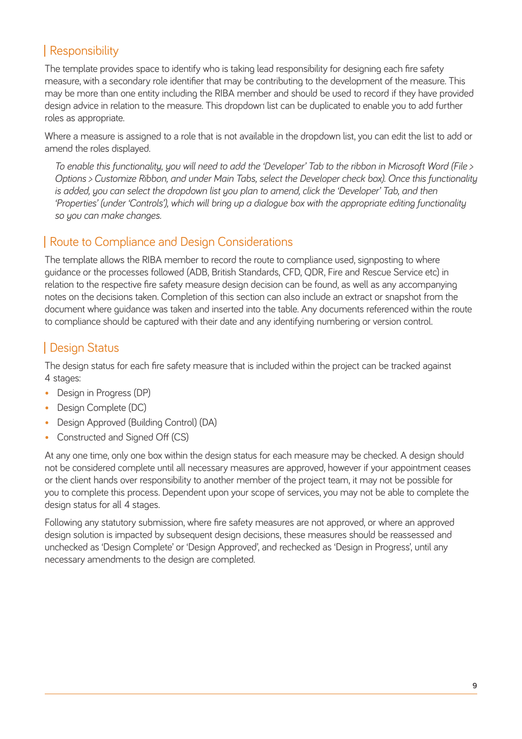## Responsibility

The template provides space to identify who is taking lead responsibility for designing each fire safety measure, with a secondary role identifier that may be contributing to the development of the measure. This may be more than one entity including the RIBA member and should be used to record if they have provided design advice in relation to the measure. This dropdown list can be duplicated to enable you to add further roles as appropriate.

Where a measure is assigned to a role that is not available in the dropdown list, you can edit the list to add or amend the roles displayed.

*To enable this functionality, you will need to add the 'Developer' Tab to the ribbon in Microsoft Word (File > Options > Customize Ribbon, and under Main Tabs, select the Developer check box). Once this functionality is added, you can select the dropdown list you plan to amend, click the 'Developer' Tab, and then 'Properties' (under 'Controls'), which will bring up a dialogue box with the appropriate editing functionality so you can make changes.*

## Route to Compliance and Design Considerations

The template allows the RIBA member to record the route to compliance used, signposting to where guidance or the processes followed (ADB, British Standards, CFD, QDR, Fire and Rescue Service etc) in relation to the respective fire safety measure design decision can be found, as well as any accompanying notes on the decisions taken. Completion of this section can also include an extract or snapshot from the document where guidance was taken and inserted into the table. Any documents referenced within the route to compliance should be captured with their date and any identifying numbering or version control.

## Design Status

The design status for each fire safety measure that is included within the project can be tracked against 4 stages:

- Design in Progress (DP)
- Design Complete (DC)
- Design Approved (Building Control) (DA)
- Constructed and Signed Off (CS)

At any one time, only one box within the design status for each measure may be checked. A design should not be considered complete until all necessary measures are approved, however if your appointment ceases or the client hands over responsibility to another member of the project team, it may not be possible for you to complete this process. Dependent upon your scope of services, you may not be able to complete the design status for all 4 stages.

Following any statutory submission, where fire safety measures are not approved, or where an approved design solution is impacted by subsequent design decisions, these measures should be reassessed and unchecked as 'Design Complete' or 'Design Approved', and rechecked as 'Design in Progress', until any necessary amendments to the design are completed.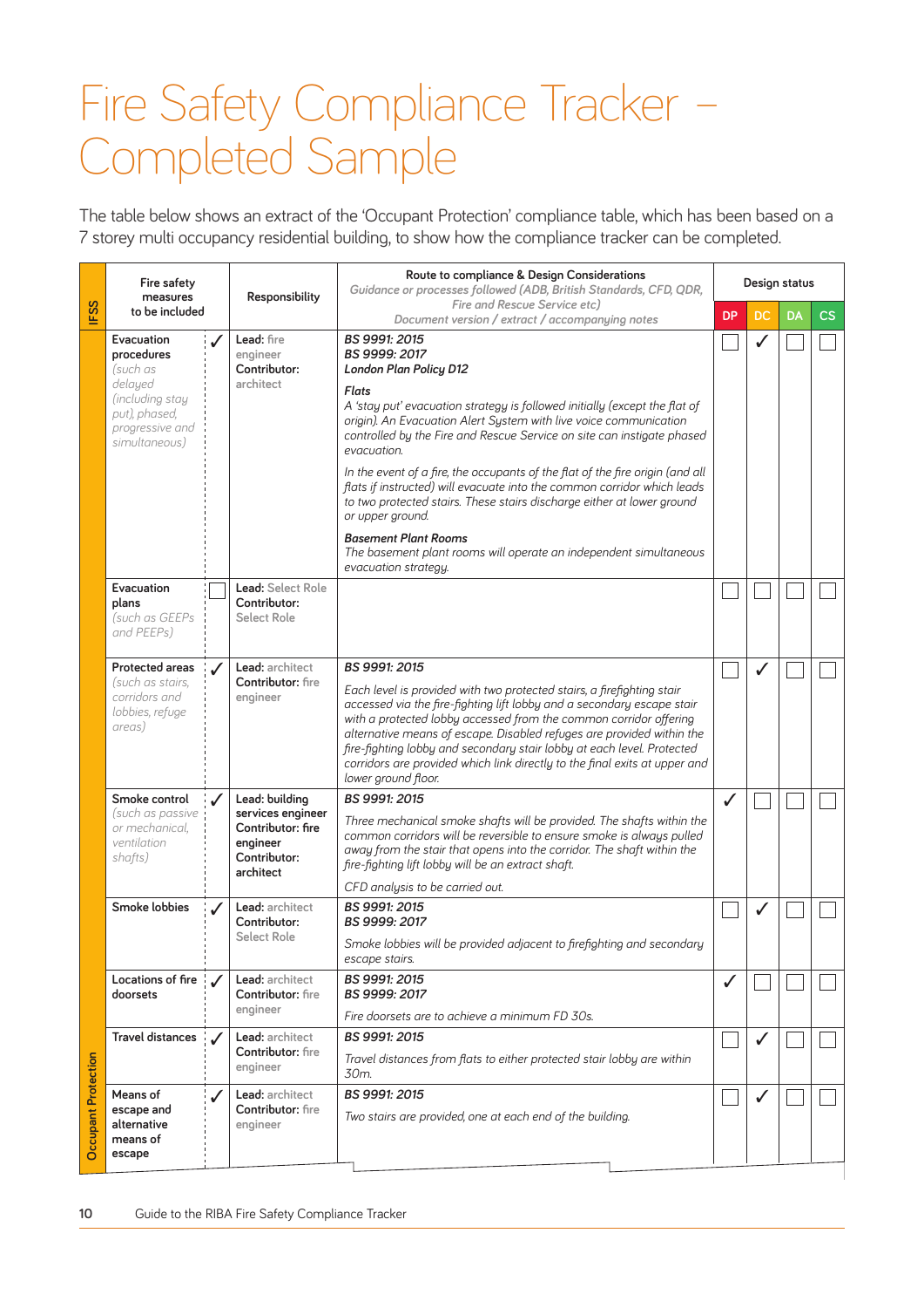# Fire Safety Compliance Tracker – Completed Sample

The table below shows an extract of the 'Occupant Protection' compliance table, which has been based on a 7 storey multi occupancy residential building, to show how the compliance tracker can be completed.

| IFSS | Fire safety measures to be included | | Responsibility | Route to compliance & Design Considerations<br>*Guidance or processes followed (ADB, British Standards, CFD, QDR, Fire and Rescue Service etc)*<br>*Document version / extract / accompanying notes* | Design status | | | |
|---|---|---|---|---|---|---|---|---|
| | | | | | DP | DC | DA | CS |
| Occupant Protection | **Evacuation procedures** *(such as delayed (including stay put), phased, progressive and simultaneous)* | ✓ | **Lead:** fire engineer<br>**Contributor:** architect | ***BS 9991: 2015***<br>***BS 9999: 2017***<br>***London Plan Policy D12***<br><br>***Flats***<br>*A 'stay put' evacuation strategy is followed initially (except the flat of origin). An Evacuation Alert System with live voice communication controlled by the Fire and Rescue Service on site can instigate phased evacuation.*<br><br>*In the event of a fire, the occupants of the flat of the fire origin (and all flats if instructed) will evacuate into the common corridor which leads to two protected stairs. These stairs discharge either at lower ground or upper ground.*<br><br>***Basement Plant Rooms***<br>*The basement plant rooms will operate an independent simultaneous evacuation strategy.* | ☐ | ✓ | ☐ | ☐ |
| | **Evacuation plans** *(such as GEEPs and PEEPs)* | ☐ | **Lead:** Select Role<br>**Contributor:** Select Role | | ☐ | ☐ | ☐ | ☐ |
| | **Protected areas** *(such as stairs, corridors and lobbies, refuge areas)* | ✓ | **Lead:** architect<br>**Contributor:** fire engineer | ***BS 9991: 2015***<br><br>*Each level is provided with two protected stairs, a firefighting stair accessed via the fire-fighting lift lobby and a secondary escape stair with a protected lobby accessed from the common corridor offering alternative means of escape. Disabled refuges are provided within the fire-fighting lobby and secondary stair lobby at each level. Protected corridors are provided which link directly to the final exits at upper and lower ground floor.* | ☐ | ✓ | ☐ | ☐ |
| | **Smoke control** *(such as passive or mechanical, ventilation shafts)* | ✓ | **Lead:** building services engineer<br>**Contributor:** fire engineer<br>**Contributor:** architect | ***BS 9991: 2015***<br><br>*Three mechanical smoke shafts will be provided. The shafts within the common corridors will be reversible to ensure smoke is always pulled away from the stair that opens into the corridor. The shaft within the fire-fighting lift lobby will be an extract shaft.*<br><br>*CFD analysis to be carried out.* | ✓ | ☐ | ☐ | ☐ |
| | **Smoke lobbies** | ✓ | **Lead:** architect<br>**Contributor:** Select Role | ***BS 9991: 2015***<br>***BS 9999: 2017***<br><br>*Smoke lobbies will be provided adjacent to firefighting and secondary escape stairs.* | ☐ | ✓ | ☐ | ☐ |
| | **Locations of fire doorsets** | ✓ | **Lead:** architect<br>**Contributor:** fire engineer | ***BS 9991: 2015***<br>***BS 9999: 2017***<br><br>*Fire doorsets are to achieve a minimum FD 30s.* | ✓ | ☐ | ☐ | ☐ |
| | **Travel distances** | ✓ | **Lead:** architect<br>**Contributor:** fire engineer | ***BS 9991: 2015***<br><br>*Travel distances from flats to either protected stair lobby are within 30m.* | ☐ | ✓ | ☐ | ☐ |
| | **Means of escape and alternative means of escape** | ✓ | **Lead:** architect<br>**Contributor:** fire engineer | ***BS 9991: 2015***<br><br>*Two stairs are provided, one at each end of the building.* | ☐ | ✓ | ☐ | ☐ |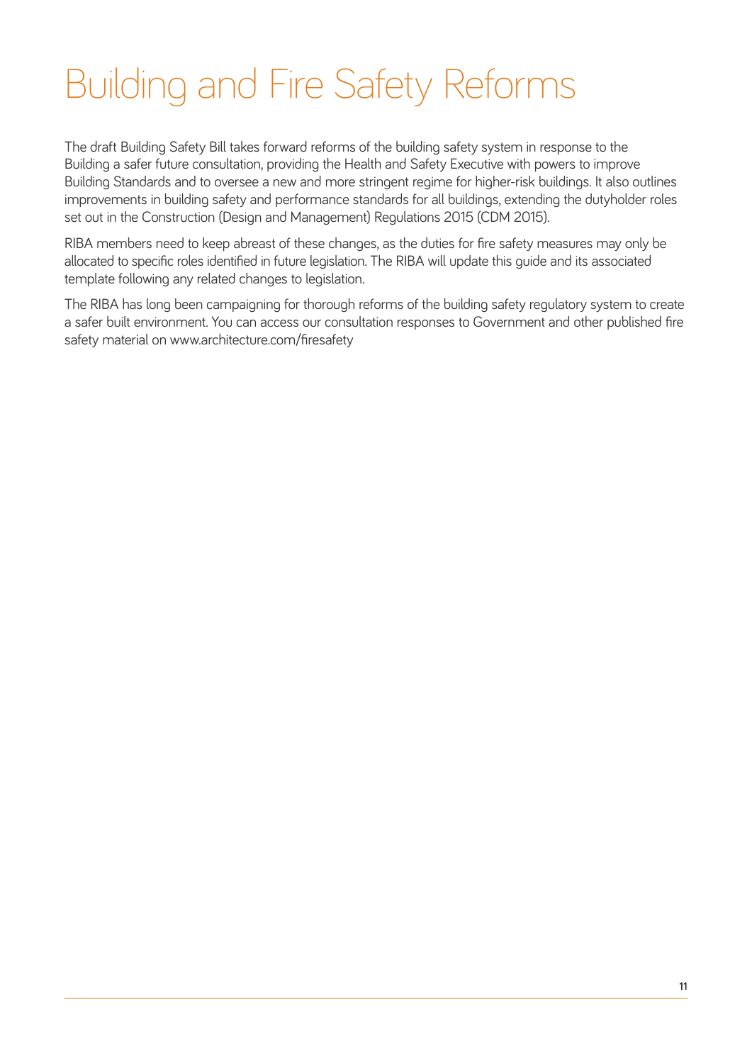# Building and Fire Safety Reforms

The draft Building Safety Bill takes forward reforms of the building safety system in response to the Building a safer future consultation, providing the Health and Safety Executive with powers to improve Building Standards and to oversee a new and more stringent regime for higher-risk buildings. It also outlines improvements in building safety and performance standards for all buildings, extending the dutyholder roles set out in the Construction (Design and Management) Regulations 2015 (CDM 2015).

RIBA members need to keep abreast of these changes, as the duties for fire safety measures may only be allocated to specific roles identified in future legislation. The RIBA will update this guide and its associated template following any related changes to legislation.

The RIBA has long been campaigning for thorough reforms of the building safety regulatory system to create a safer built environment. You can access our consultation responses to Government and other published fire safety material on www.architecture.com/firesafety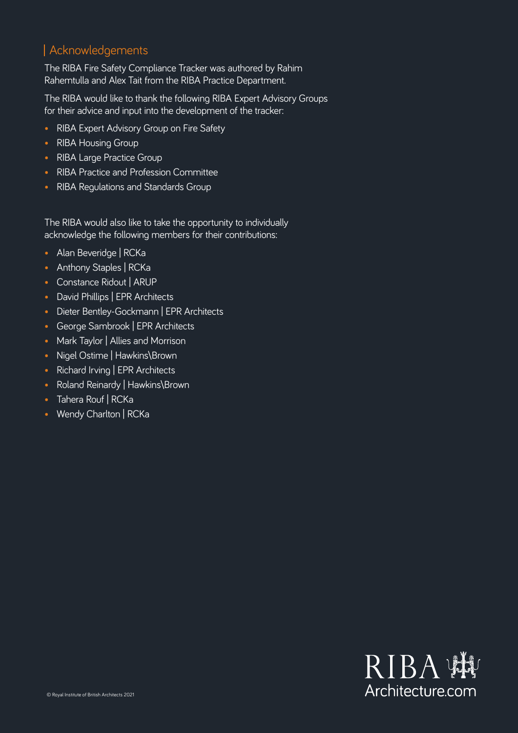## Acknowledgements

The RIBA Fire Safety Compliance Tracker was authored by Rahim Rahemtulla and Alex Tait from the RIBA Practice Department.

The RIBA would like to thank the following RIBA Expert Advisory Groups for their advice and input into the development of the tracker:

- RIBA Expert Advisory Group on Fire Safety
- RIBA Housing Group
- RIBA Large Practice Group
- RIBA Practice and Profession Committee
- RIBA Regulations and Standards Group

The RIBA would also like to take the opportunity to individually acknowledge the following members for their contributions:

- Alan Beveridge | RCKa
- Anthony Staples | RCKa
- Constance Ridout | ARUP
- David Phillips | EPR Architects
- Dieter Bentley-Gockmann | EPR Architects
- George Sambrook | EPR Architects
- Mark Taylor | Allies and Morrison
- Nigel Ostime | Hawkins\Brown
- Richard Irving | EPR Architects
- Roland Reinardy | Hawkins\Brown
- Tahera Rouf | RCKa
- Wendy Charlton | RCKa

© Royal Institute of British Architects 2021

RIBA
Architecture.com